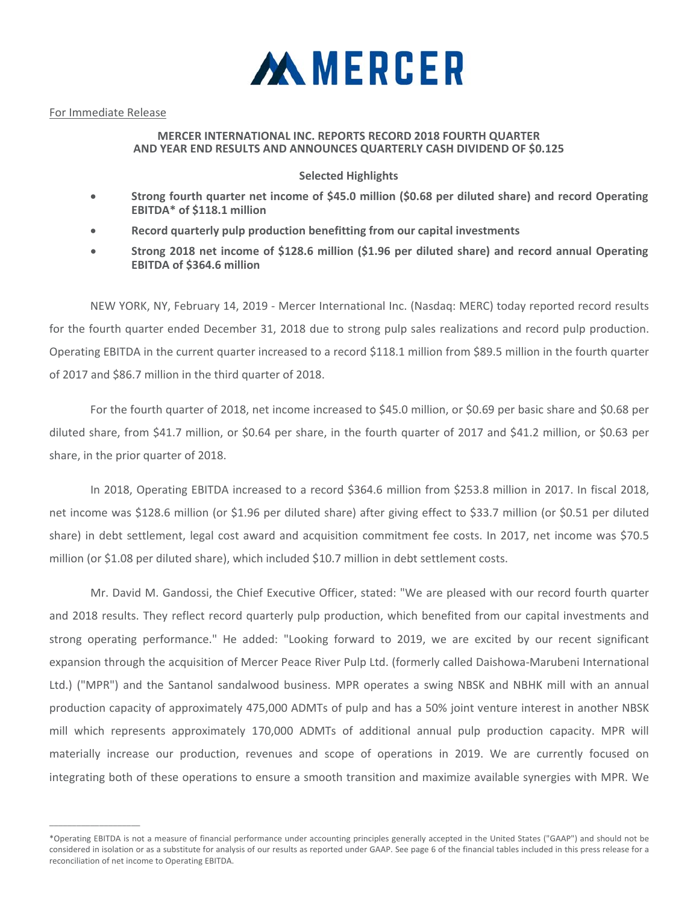MERCER

For Immediate Release

**MERCER INTERNATIONAL INC. REPORTS RECORD 2018 FOURTH QUARTER AND YEAR END RESULTS AND ANNOUNCES QUARTERLY CASH DIVIDEND OF $0.125**

**Selected Highlights**

- **Strong fourth quarter net income of $45.0 million ($0.68 per diluted share) and record Operating EBITDA* of $118.1 million**
- **Record quarterly pulp production benefitting from our capital investments**
- **Strong 2018 net income of $128.6 million ($1.96 per diluted share) and record annual Operating EBITDA of $364.6 million**

NEW YORK, NY, February 14, 2019 - Mercer International Inc. (Nasdaq: MERC) today reported record results for the fourth quarter ended December 31, 2018 due to strong pulp sales realizations and record pulp production. Operating EBITDA in the current quarter increased to a record $118.1 million from $89.5 million in the fourth quarter of 2017 and $86.7 million in the third quarter of 2018.

For the fourth quarter of 2018, net income increased to $45.0 million, or $0.69 per basic share and $0.68 per diluted share, from $41.7 million, or $0.64 per share, in the fourth quarter of 2017 and $41.2 million, or $0.63 per share, in the prior quarter of 2018.

In 2018, Operating EBITDA increased to a record $364.6 million from $253.8 million in 2017. In fiscal 2018, net income was $128.6 million (or $1.96 per diluted share) after giving effect to $33.7 million (or $0.51 per diluted share) in debt settlement, legal cost award and acquisition commitment fee costs. In 2017, net income was $70.5 million (or $1.08 per diluted share), which included $10.7 million in debt settlement costs.

Mr. David M. Gandossi, the Chief Executive Officer, stated: "We are pleased with our record fourth quarter and 2018 results. They reflect record quarterly pulp production, which benefited from our capital investments and strong operating performance." He added: "Looking forward to 2019, we are excited by our recent significant expansion through the acquisition of Mercer Peace River Pulp Ltd. (formerly called Daishowa-Marubeni International Ltd.) ("MPR") and the Santanol sandalwood business. MPR operates a swing NBSK and NBHK mill with an annual production capacity of approximately 475,000 ADMTs of pulp and has a 50% joint venture interest in another NBSK mill which represents approximately 170,000 ADMTs of additional annual pulp production capacity. MPR will materially increase our production, revenues and scope of operations in 2019. We are currently focused on integrating both of these operations to ensure a smooth transition and maximize available synergies with MPR. We

---

*Operating EBITDA is not a measure of financial performance under accounting principles generally accepted in the United States ("GAAP") and should not be considered in isolation or as a substitute for analysis of our results as reported under GAAP. See page 6 of the financial tables included in this press release for a reconciliation of net income to Operating EBITDA.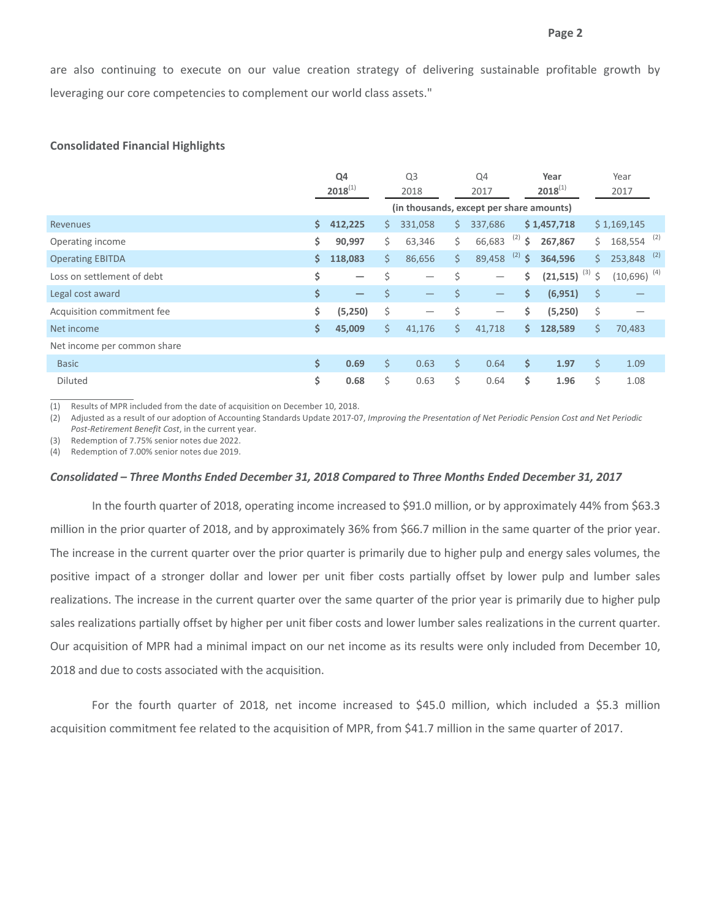are also continuing to execute on our value creation strategy of delivering sustainable profitable growth by leveraging our core competencies to complement our world class assets."

**Consolidated Financial Highlights**

| | **Q4 2018**[1] | Q3 2018 | Q4 2017 | **Year 2018**[1] | Year 2017 |
|---|---|---|---|---|---|
| | (in thousands, except per share amounts) | | | | |
| Revenues | **$ 412,225** | $ 331,058 | $ 337,686 | **$ 1,457,718** | $ 1,169,145 |
| Operating income | **$ 90,997** | $ 63,346 | $ 66,683 [2] | **$ 267,867** | $ 168,554 [2] |
| Operating EBITDA | **$ 118,083** | $ 86,656 | $ 89,458 [2] | **$ 364,596** | $ 253,848 [2] |
| Loss on settlement of debt | **$ —** | $ — | $ — | **$ (21,515)** [3] | $ (10,696) [4] |
| Legal cost award | **$ —** | $ — | $ — | **$ (6,951)** | $ — |
| Acquisition commitment fee | **$ (5,250)** | $ — | $ — | **$ (5,250)** | $ — |
| Net income | **$ 45,009** | $ 41,176 | $ 41,718 | **$ 128,589** | $ 70,483 |
| Net income per common share | | | | | |
| Basic | **$ 0.69** | $ 0.63 | $ 0.64 | **$ 1.97** | $ 1.09 |
| Diluted | **$ 0.68** | $ 0.63 | $ 0.64 | **$ 1.96** | $ 1.08 |

(1) Results of MPR included from the date of acquisition on December 10, 2018.
(2) Adjusted as a result of our adoption of Accounting Standards Update 2017-07, *Improving the Presentation of Net Periodic Pension Cost and Net Periodic Post-Retirement Benefit Cost*, in the current year.
(3) Redemption of 7.75% senior notes due 2022.
(4) Redemption of 7.00% senior notes due 2019.

***Consolidated – Three Months Ended December 31, 2018 Compared to Three Months Ended December 31, 2017***

In the fourth quarter of 2018, operating income increased to $91.0 million, or by approximately 44% from $63.3 million in the prior quarter of 2018, and by approximately 36% from $66.7 million in the same quarter of the prior year. The increase in the current quarter over the prior quarter is primarily due to higher pulp and energy sales volumes, the positive impact of a stronger dollar and lower per unit fiber costs partially offset by lower pulp and lumber sales realizations. The increase in the current quarter over the same quarter of the prior year is primarily due to higher pulp sales realizations partially offset by higher per unit fiber costs and lower lumber sales realizations in the current quarter. Our acquisition of MPR had a minimal impact on our net income as its results were only included from December 10, 2018 and due to costs associated with the acquisition.

For the fourth quarter of 2018, net income increased to $45.0 million, which included a $5.3 million acquisition commitment fee related to the acquisition of MPR, from $41.7 million in the same quarter of 2017.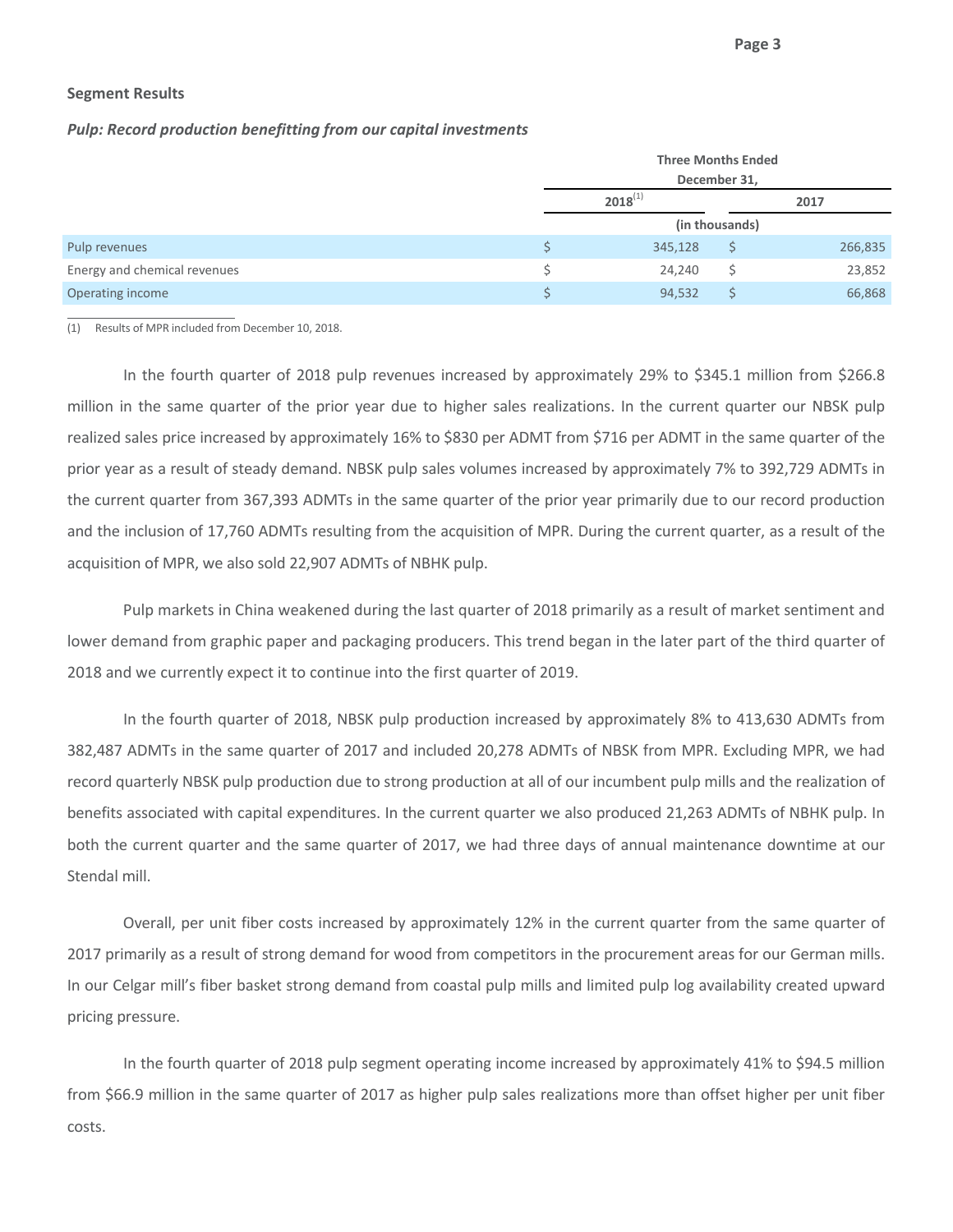**Segment Results**

***Pulp: Record production benefitting from our capital investments***

| | Three Months Ended December 31, | |
|---|---|---|
| | 2018[(1)] | 2017 |
| | (in thousands) | |
| Pulp revenues | $ 345,128 | $ 266,835 |
| Energy and chemical revenues | $ 24,240 | $ 23,852 |
| Operating income | $ 94,532 | $ 66,868 |

(1) Results of MPR included from December 10, 2018.

In the fourth quarter of 2018 pulp revenues increased by approximately 29% to $345.1 million from $266.8 million in the same quarter of the prior year due to higher sales realizations. In the current quarter our NBSK pulp realized sales price increased by approximately 16% to $830 per ADMT from $716 per ADMT in the same quarter of the prior year as a result of steady demand. NBSK pulp sales volumes increased by approximately 7% to 392,729 ADMTs in the current quarter from 367,393 ADMTs in the same quarter of the prior year primarily due to our record production and the inclusion of 17,760 ADMTs resulting from the acquisition of MPR. During the current quarter, as a result of the acquisition of MPR, we also sold 22,907 ADMTs of NBHK pulp.

Pulp markets in China weakened during the last quarter of 2018 primarily as a result of market sentiment and lower demand from graphic paper and packaging producers. This trend began in the later part of the third quarter of 2018 and we currently expect it to continue into the first quarter of 2019.

In the fourth quarter of 2018, NBSK pulp production increased by approximately 8% to 413,630 ADMTs from 382,487 ADMTs in the same quarter of 2017 and included 20,278 ADMTs of NBSK from MPR. Excluding MPR, we had record quarterly NBSK pulp production due to strong production at all of our incumbent pulp mills and the realization of benefits associated with capital expenditures. In the current quarter we also produced 21,263 ADMTs of NBHK pulp. In both the current quarter and the same quarter of 2017, we had three days of annual maintenance downtime at our Stendal mill.

Overall, per unit fiber costs increased by approximately 12% in the current quarter from the same quarter of 2017 primarily as a result of strong demand for wood from competitors in the procurement areas for our German mills. In our Celgar mill's fiber basket strong demand from coastal pulp mills and limited pulp log availability created upward pricing pressure.

In the fourth quarter of 2018 pulp segment operating income increased by approximately 41% to $94.5 million from $66.9 million in the same quarter of 2017 as higher pulp sales realizations more than offset higher per unit fiber costs.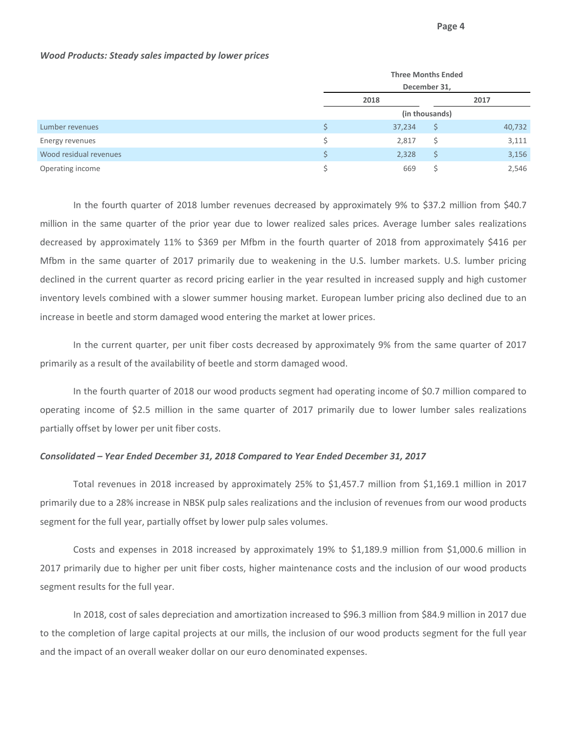***Wood Products: Steady sales impacted by lower prices***

| | Three Months Ended December 31, | |
|---|---|---|
| | 2018 | 2017 |
| | (in thousands) | |
| Lumber revenues | $ 37,234 | $ 40,732 |
| Energy revenues | $ 2,817 | $ 3,111 |
| Wood residual revenues | $ 2,328 | $ 3,156 |
| Operating income | $ 669 | $ 2,546 |

In the fourth quarter of 2018 lumber revenues decreased by approximately 9% to $37.2 million from $40.7 million in the same quarter of the prior year due to lower realized sales prices. Average lumber sales realizations decreased by approximately 11% to $369 per Mfbm in the fourth quarter of 2018 from approximately $416 per Mfbm in the same quarter of 2017 primarily due to weakening in the U.S. lumber markets. U.S. lumber pricing declined in the current quarter as record pricing earlier in the year resulted in increased supply and high customer inventory levels combined with a slower summer housing market. European lumber pricing also declined due to an increase in beetle and storm damaged wood entering the market at lower prices.

In the current quarter, per unit fiber costs decreased by approximately 9% from the same quarter of 2017 primarily as a result of the availability of beetle and storm damaged wood.

In the fourth quarter of 2018 our wood products segment had operating income of $0.7 million compared to operating income of $2.5 million in the same quarter of 2017 primarily due to lower lumber sales realizations partially offset by lower per unit fiber costs.

***Consolidated – Year Ended December 31, 2018 Compared to Year Ended December 31, 2017***

Total revenues in 2018 increased by approximately 25% to $1,457.7 million from $1,169.1 million in 2017 primarily due to a 28% increase in NBSK pulp sales realizations and the inclusion of revenues from our wood products segment for the full year, partially offset by lower pulp sales volumes.

Costs and expenses in 2018 increased by approximately 19% to $1,189.9 million from $1,000.6 million in 2017 primarily due to higher per unit fiber costs, higher maintenance costs and the inclusion of our wood products segment results for the full year.

In 2018, cost of sales depreciation and amortization increased to $96.3 million from $84.9 million in 2017 due to the completion of large capital projects at our mills, the inclusion of our wood products segment for the full year and the impact of an overall weaker dollar on our euro denominated expenses.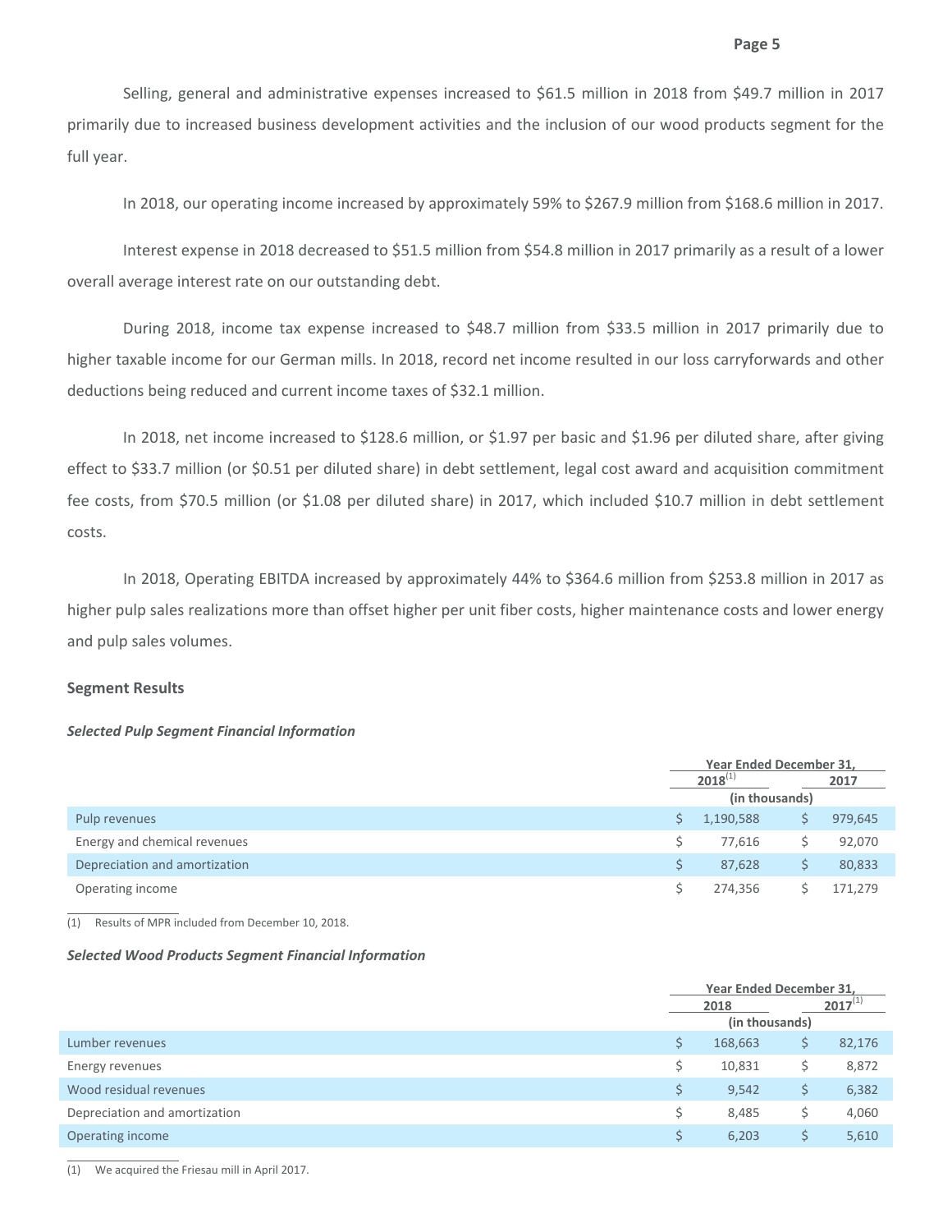Selling, general and administrative expenses increased to $61.5 million in 2018 from $49.7 million in 2017 primarily due to increased business development activities and the inclusion of our wood products segment for the full year.

In 2018, our operating income increased by approximately 59% to $267.9 million from $168.6 million in 2017.

Interest expense in 2018 decreased to $51.5 million from $54.8 million in 2017 primarily as a result of a lower overall average interest rate on our outstanding debt.

During 2018, income tax expense increased to $48.7 million from $33.5 million in 2017 primarily due to higher taxable income for our German mills. In 2018, record net income resulted in our loss carryforwards and other deductions being reduced and current income taxes of $32.1 million.

In 2018, net income increased to $128.6 million, or $1.97 per basic and $1.96 per diluted share, after giving effect to $33.7 million (or $0.51 per diluted share) in debt settlement, legal cost award and acquisition commitment fee costs, from $70.5 million (or $1.08 per diluted share) in 2017, which included $10.7 million in debt settlement costs.

In 2018, Operating EBITDA increased by approximately 44% to $364.6 million from $253.8 million in 2017 as higher pulp sales realizations more than offset higher per unit fiber costs, higher maintenance costs and lower energy and pulp sales volumes.

## Segment Results

### *Selected Pulp Segment Financial Information*

| | Year Ended December 31, | |
|---|---|---|
| | 2018[(1)] | 2017 |
| | (in thousands) | |
| Pulp revenues | $ 1,190,588 | $ 979,645 |
| Energy and chemical revenues | $ 77,616 | $ 92,070 |
| Depreciation and amortization | $ 87,628 | $ 80,833 |
| Operating income | $ 274,356 | $ 171,279 |

(1) Results of MPR included from December 10, 2018.

### *Selected Wood Products Segment Financial Information*

| | Year Ended December 31, | |
|---|---|---|
| | 2018 | 2017[(1)] |
| | (in thousands) | |
| Lumber revenues | $ 168,663 | $ 82,176 |
| Energy revenues | $ 10,831 | $ 8,872 |
| Wood residual revenues | $ 9,542 | $ 6,382 |
| Depreciation and amortization | $ 8,485 | $ 4,060 |
| Operating income | $ 6,203 | $ 5,610 |

(1) We acquired the Friesau mill in April 2017.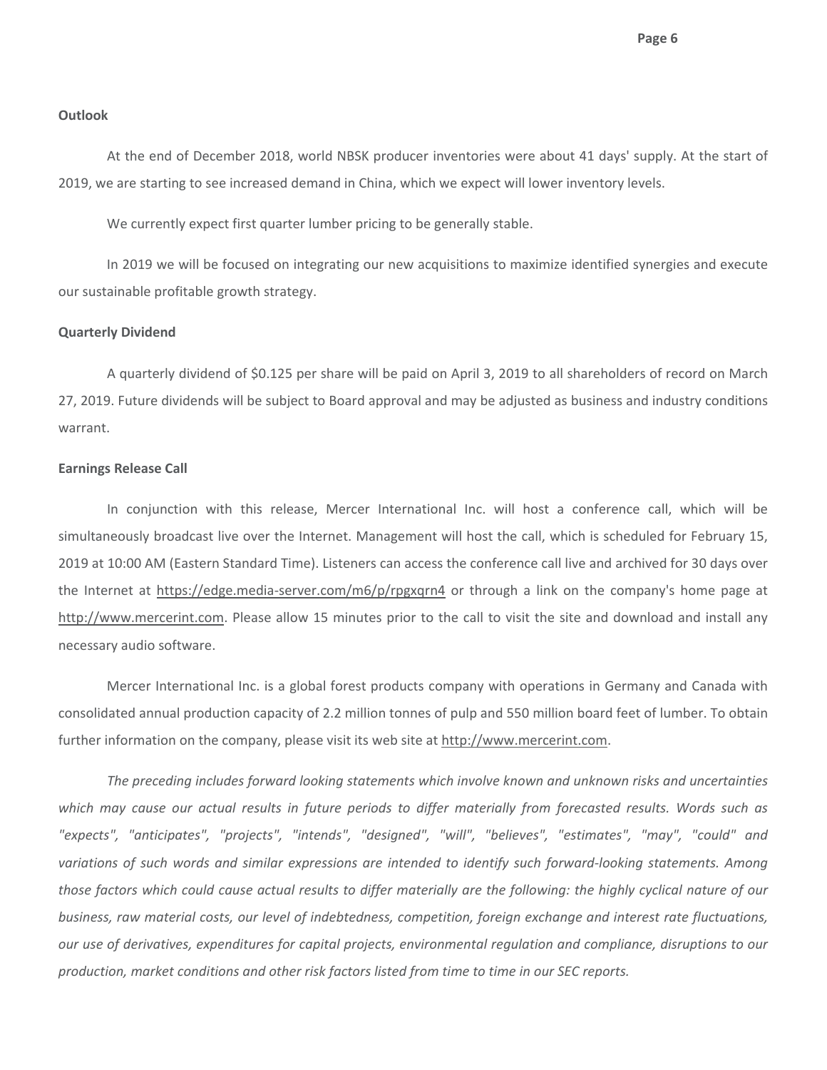**Outlook**

At the end of December 2018, world NBSK producer inventories were about 41 days' supply. At the start of 2019, we are starting to see increased demand in China, which we expect will lower inventory levels.

We currently expect first quarter lumber pricing to be generally stable.

In 2019 we will be focused on integrating our new acquisitions to maximize identified synergies and execute our sustainable profitable growth strategy.

**Quarterly Dividend**

A quarterly dividend of $0.125 per share will be paid on April 3, 2019 to all shareholders of record on March 27, 2019. Future dividends will be subject to Board approval and may be adjusted as business and industry conditions warrant.

**Earnings Release Call**

In conjunction with this release, Mercer International Inc. will host a conference call, which will be simultaneously broadcast live over the Internet. Management will host the call, which is scheduled for February 15, 2019 at 10:00 AM (Eastern Standard Time). Listeners can access the conference call live and archived for 30 days over the Internet at https://edge.media-server.com/m6/p/rpgxqrn4 or through a link on the company's home page at http://www.mercerint.com. Please allow 15 minutes prior to the call to visit the site and download and install any necessary audio software.

Mercer International Inc. is a global forest products company with operations in Germany and Canada with consolidated annual production capacity of 2.2 million tonnes of pulp and 550 million board feet of lumber. To obtain further information on the company, please visit its web site at http://www.mercerint.com.

*The preceding includes forward looking statements which involve known and unknown risks and uncertainties which may cause our actual results in future periods to differ materially from forecasted results. Words such as "expects", "anticipates", "projects", "intends", "designed", "will", "believes", "estimates", "may", "could" and variations of such words and similar expressions are intended to identify such forward-looking statements. Among those factors which could cause actual results to differ materially are the following: the highly cyclical nature of our business, raw material costs, our level of indebtedness, competition, foreign exchange and interest rate fluctuations, our use of derivatives, expenditures for capital projects, environmental regulation and compliance, disruptions to our production, market conditions and other risk factors listed from time to time in our SEC reports.*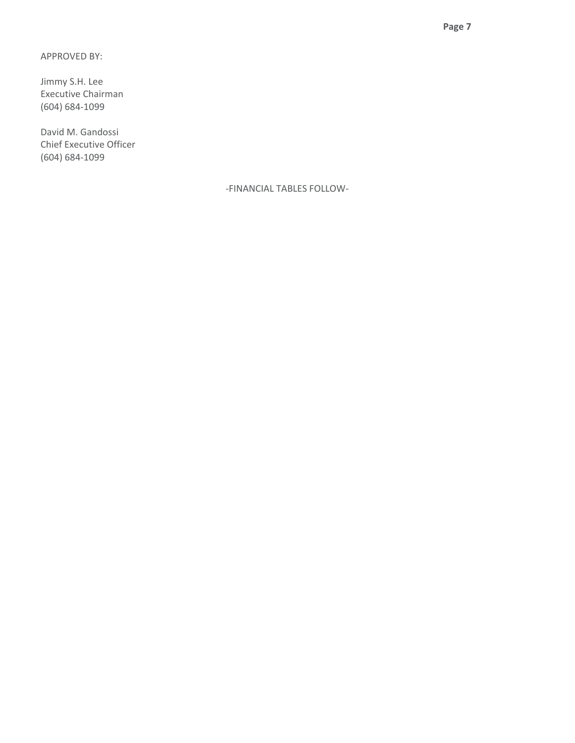APPROVED BY:

Jimmy S.H. Lee
Executive Chairman
(604) 684-1099

David M. Gandossi
Chief Executive Officer
(604) 684-1099

-FINANCIAL TABLES FOLLOW-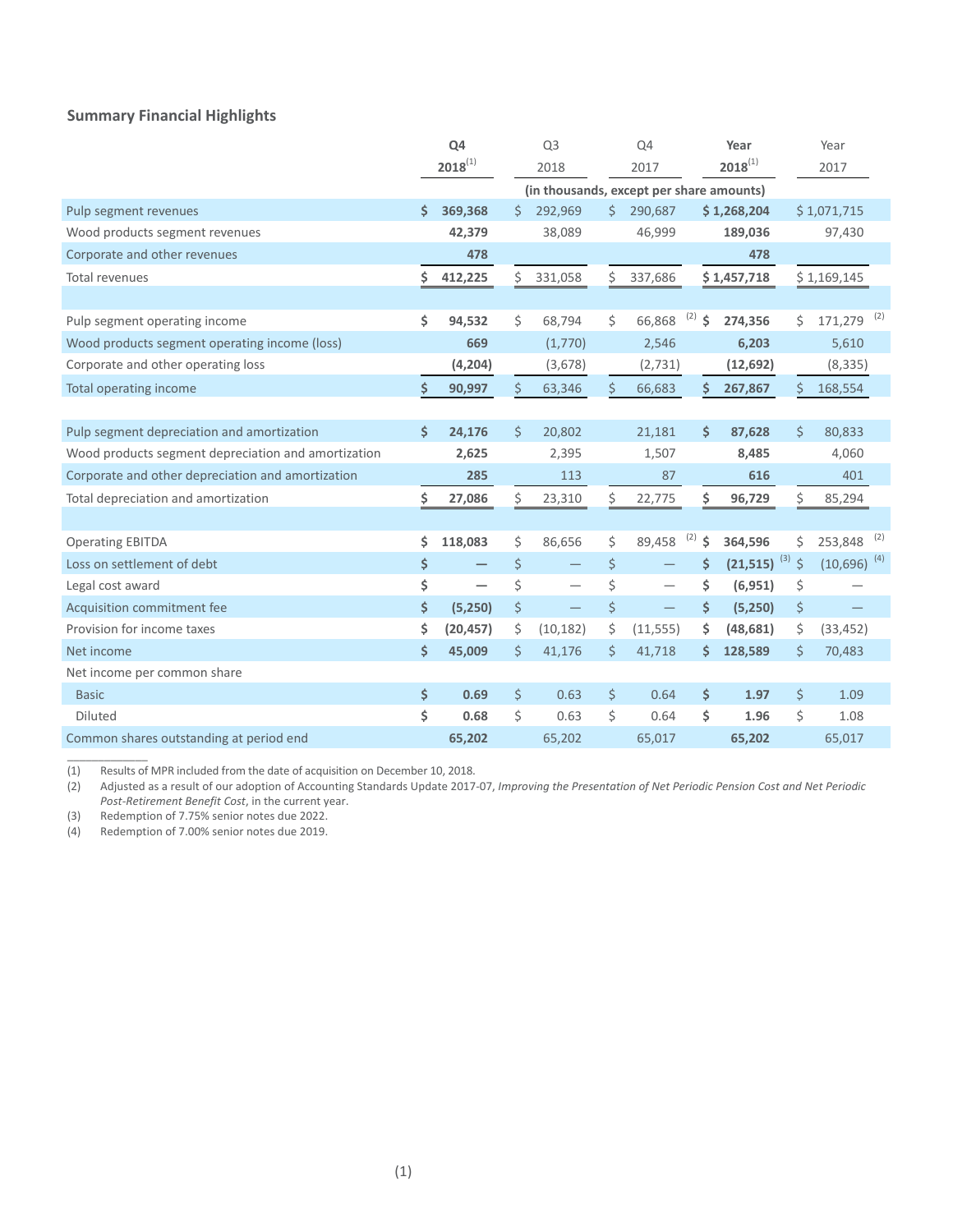## Summary Financial Highlights

| | Q4 2018[1] | Q3 2018 | Q4 2017 | Year 2018[1] | Year 2017 |
|---|---|---|---|---|---|
| | (in thousands, except per share amounts) | | | | |
| Pulp segment revenues | **$ 369,368** | $ 292,969 | $ 290,687 | **$ 1,268,204** | $ 1,071,715 |
| Wood products segment revenues | **42,379** | 38,089 | 46,999 | **189,036** | 97,430 |
| Corporate and other revenues | **478** | | | **478** | |
| Total revenues | **$ 412,225** | $ 331,058 | $ 337,686 | **$ 1,457,718** | $ 1,169,145 |
| | | | | | |
| Pulp segment operating income | **$ 94,532** | $ 68,794 | $ 66,868 [2] | **$ 274,356** | $ 171,279 [2] |
| Wood products segment operating income (loss) | **669** | (1,770) | 2,546 | **6,203** | 5,610 |
| Corporate and other operating loss | **(4,204)** | (3,678) | (2,731) | **(12,692)** | (8,335) |
| Total operating income | **$ 90,997** | $ 63,346 | $ 66,683 | **$ 267,867** | $ 168,554 |
| | | | | | |
| Pulp segment depreciation and amortization | **$ 24,176** | $ 20,802 | 21,181 | **$ 87,628** | $ 80,833 |
| Wood products segment depreciation and amortization | **2,625** | 2,395 | 1,507 | **8,485** | 4,060 |
| Corporate and other depreciation and amortization | **285** | 113 | 87 | **616** | 401 |
| Total depreciation and amortization | **$ 27,086** | $ 23,310 | $ 22,775 | **$ 96,729** | $ 85,294 |
| | | | | | |
| Operating EBITDA | **$ 118,083** | $ 86,656 | $ 89,458 [2] | **$ 364,596** | $ 253,848 [2] |
| Loss on settlement of debt | **$ —** | $ — | $ — | **$ (21,515)** [3] | $ (10,696) [4] |
| Legal cost award | **$ —** | $ — | $ — | **$ (6,951)** | $ — |
| Acquisition commitment fee | **$ (5,250)** | $ — | $ — | **$ (5,250)** | $ — |
| Provision for income taxes | **$ (20,457)** | $ (10,182) | $ (11,555) | **$ (48,681)** | $ (33,452) |
| Net income | **$ 45,009** | $ 41,176 | $ 41,718 | **$ 128,589** | $ 70,483 |
| Net income per common share | | | | | |
| Basic | **$ 0.69** | $ 0.63 | $ 0.64 | **$ 1.97** | $ 1.09 |
| Diluted | **$ 0.68** | $ 0.63 | $ 0.64 | **$ 1.96** | $ 1.08 |
| Common shares outstanding at period end | **65,202** | 65,202 | 65,017 | **65,202** | 65,017 |

(1) Results of MPR included from the date of acquisition on December 10, 2018.

(2) Adjusted as a result of our adoption of Accounting Standards Update 2017-07, *Improving the Presentation of Net Periodic Pension Cost and Net Periodic Post-Retirement Benefit Cost*, in the current year.

(3) Redemption of 7.75% senior notes due 2022.

(4) Redemption of 7.00% senior notes due 2019.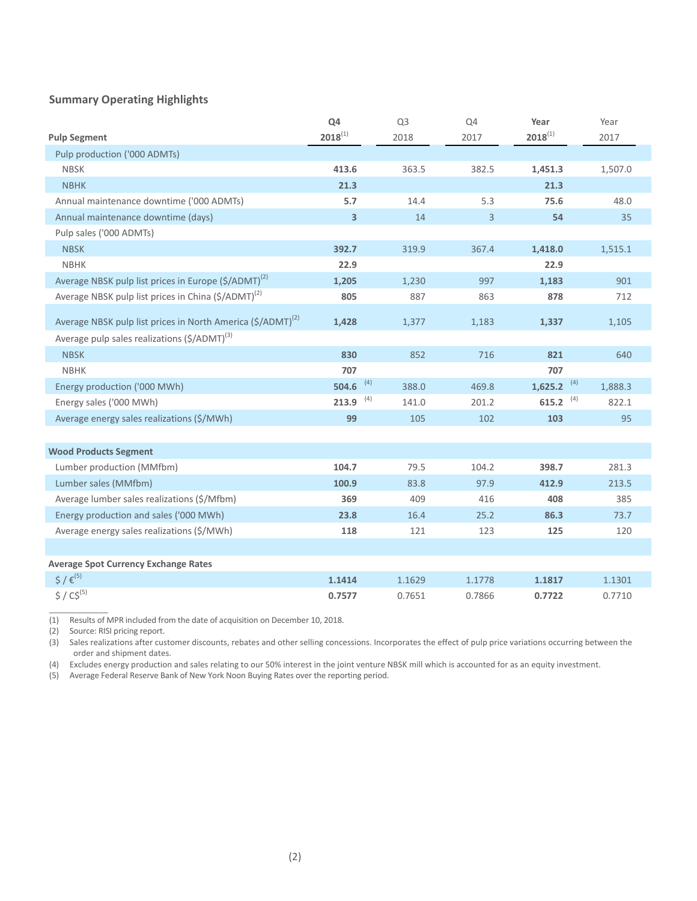## Summary Operating Highlights

| Pulp Segment | **Q4 2018**[1] | Q3 2018 | Q4 2017 | **Year 2018**[1] | Year 2017 |
|---|---|---|---|---|---|
| Pulp production ('000 ADMTs) | | | | | |
| NBSK | **413.6** | 363.5 | 382.5 | **1,451.3** | 1,507.0 |
| NBHK | **21.3** | | | **21.3** | |
| Annual maintenance downtime ('000 ADMTs) | **5.7** | 14.4 | 5.3 | **75.6** | 48.0 |
| Annual maintenance downtime (days) | **3** | 14 | 3 | **54** | 35 |
| Pulp sales ('000 ADMTs) | | | | | |
| NBSK | **392.7** | 319.9 | 367.4 | **1,418.0** | 1,515.1 |
| NBHK | **22.9** | | | **22.9** | |
| Average NBSK pulp list prices in Europe ($/ADMT)[2] | **1,205** | 1,230 | 997 | **1,183** | 901 |
| Average NBSK pulp list prices in China ($/ADMT)[2] | **805** | 887 | 863 | **878** | 712 |
| Average NBSK pulp list prices in North America ($/ADMT)[2] | **1,428** | 1,377 | 1,183 | **1,337** | 1,105 |
| Average pulp sales realizations ($/ADMT)[3] | | | | | |
| NBSK | **830** | 852 | 716 | **821** | 640 |
| NBHK | **707** | | | **707** | |
| Energy production ('000 MWh) | **504.6** [4] | 388.0 | 469.8 | **1,625.2** [4] | 1,888.3 |
| Energy sales ('000 MWh) | **213.9** [4] | 141.0 | 201.2 | **615.2** [4] | 822.1 |
| Average energy sales realizations ($/MWh) | **99** | 105 | 102 | **103** | 95 |
| | | | | | |
| **Wood Products Segment** | | | | | |
| Lumber production (MMfbm) | **104.7** | 79.5 | 104.2 | **398.7** | 281.3 |
| Lumber sales (MMfbm) | **100.9** | 83.8 | 97.9 | **412.9** | 213.5 |
| Average lumber sales realizations ($/Mfbm) | **369** | 409 | 416 | **408** | 385 |
| Energy production and sales ('000 MWh) | **23.8** | 16.4 | 25.2 | **86.3** | 73.7 |
| Average energy sales realizations ($/MWh) | **118** | 121 | 123 | **125** | 120 |
| | | | | | |
| **Average Spot Currency Exchange Rates** | | | | | |
| $ / €[5] | **1.1414** | 1.1629 | 1.1778 | **1.1817** | 1.1301 |
| $ / C$[5] | **0.7577** | 0.7651 | 0.7866 | **0.7722** | 0.7710 |

(1) Results of MPR included from the date of acquisition on December 10, 2018.
(2) Source: RISI pricing report.
(3) Sales realizations after customer discounts, rebates and other selling concessions. Incorporates the effect of pulp price variations occurring between the order and shipment dates.
(4) Excludes energy production and sales relating to our 50% interest in the joint venture NBSK mill which is accounted for as an equity investment.
(5) Average Federal Reserve Bank of New York Noon Buying Rates over the reporting period.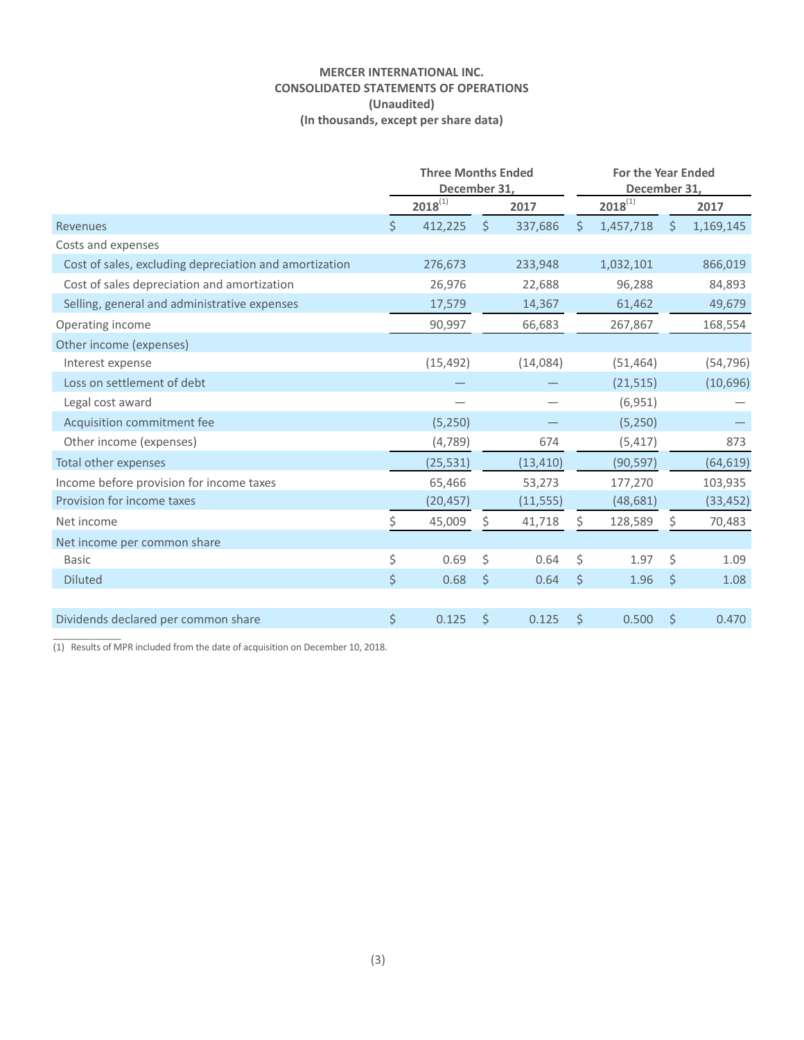**MERCER INTERNATIONAL INC.**
**CONSOLIDATED STATEMENTS OF OPERATIONS**
**(Unaudited)**
**(In thousands, except per share data)**

| | Three Months Ended December 31, | | For the Year Ended December 31, | |
|---|---|---|---|---|
| | 2018[(1)] | 2017 | 2018[(1)] | 2017 |
| Revenues | $ 412,225 | $ 337,686 | $ 1,457,718 | $ 1,169,145 |
| Costs and expenses | | | | |
| Cost of sales, excluding depreciation and amortization | 276,673 | 233,948 | 1,032,101 | 866,019 |
| Cost of sales depreciation and amortization | 26,976 | 22,688 | 96,288 | 84,893 |
| Selling, general and administrative expenses | 17,579 | 14,367 | 61,462 | 49,679 |
| Operating income | 90,997 | 66,683 | 267,867 | 168,554 |
| Other income (expenses) | | | | |
| Interest expense | (15,492) | (14,084) | (51,464) | (54,796) |
| Loss on settlement of debt | — | — | (21,515) | (10,696) |
| Legal cost award | — | — | (6,951) | — |
| Acquisition commitment fee | (5,250) | — | (5,250) | — |
| Other income (expenses) | (4,789) | 674 | (5,417) | 873 |
| Total other expenses | (25,531) | (13,410) | (90,597) | (64,619) |
| Income before provision for income taxes | 65,466 | 53,273 | 177,270 | 103,935 |
| Provision for income taxes | (20,457) | (11,555) | (48,681) | (33,452) |
| Net income | $ 45,009 | $ 41,718 | $ 128,589 | $ 70,483 |
| Net income per common share | | | | |
| Basic | $ 0.69 | $ 0.64 | $ 1.97 | $ 1.09 |
| Diluted | $ 0.68 | $ 0.64 | $ 1.96 | $ 1.08 |
| | | | | |
| Dividends declared per common share | $ 0.125 | $ 0.125 | $ 0.500 | $ 0.470 |

(1) Results of MPR included from the date of acquisition on December 10, 2018.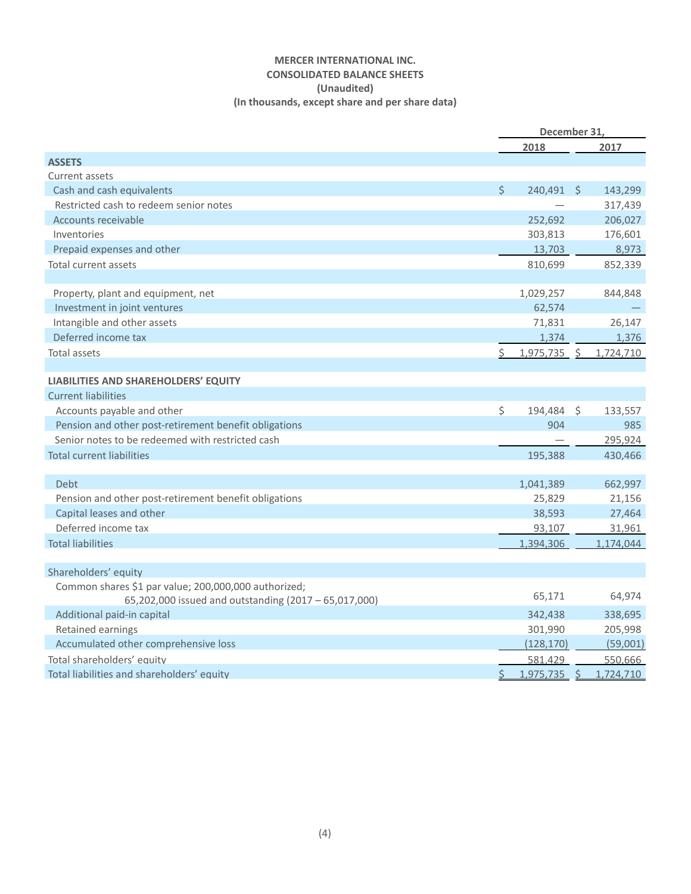**MERCER INTERNATIONAL INC.**
**CONSOLIDATED BALANCE SHEETS**
**(Unaudited)**
**(In thousands, except share and per share data)**

| | December 31, 2018 | December 31, 2017 |
|---|---|---|
| **ASSETS** | | |
| Current assets | | |
| Cash and cash equivalents | $ 240,491 | $ 143,299 |
| Restricted cash to redeem senior notes | — | 317,439 |
| Accounts receivable | 252,692 | 206,027 |
| Inventories | 303,813 | 176,601 |
| Prepaid expenses and other | 13,703 | 8,973 |
| Total current assets | 810,699 | 852,339 |
| | | |
| Property, plant and equipment, net | 1,029,257 | 844,848 |
| Investment in joint ventures | 62,574 | — |
| Intangible and other assets | 71,831 | 26,147 |
| Deferred income tax | 1,374 | 1,376 |
| Total assets | $ 1,975,735 | $ 1,724,710 |
| | | |
| **LIABILITIES AND SHAREHOLDERS' EQUITY** | | |
| Current liabilities | | |
| Accounts payable and other | $ 194,484 | $ 133,557 |
| Pension and other post-retirement benefit obligations | 904 | 985 |
| Senior notes to be redeemed with restricted cash | — | 295,924 |
| Total current liabilities | 195,388 | 430,466 |
| | | |
| Debt | 1,041,389 | 662,997 |
| Pension and other post-retirement benefit obligations | 25,829 | 21,156 |
| Capital leases and other | 38,593 | 27,464 |
| Deferred income tax | 93,107 | 31,961 |
| Total liabilities | 1,394,306 | 1,174,044 |
| | | |
| Shareholders' equity | | |
| Common shares $1 par value; 200,000,000 authorized; 65,202,000 issued and outstanding (2017 – 65,017,000) | 65,171 | 64,974 |
| Additional paid-in capital | 342,438 | 338,695 |
| Retained earnings | 301,990 | 205,998 |
| Accumulated other comprehensive loss | (128,170) | (59,001) |
| Total shareholders' equity | 581,429 | 550,666 |
| Total liabilities and shareholders' equity | $ 1,975,735 | $ 1,724,710 |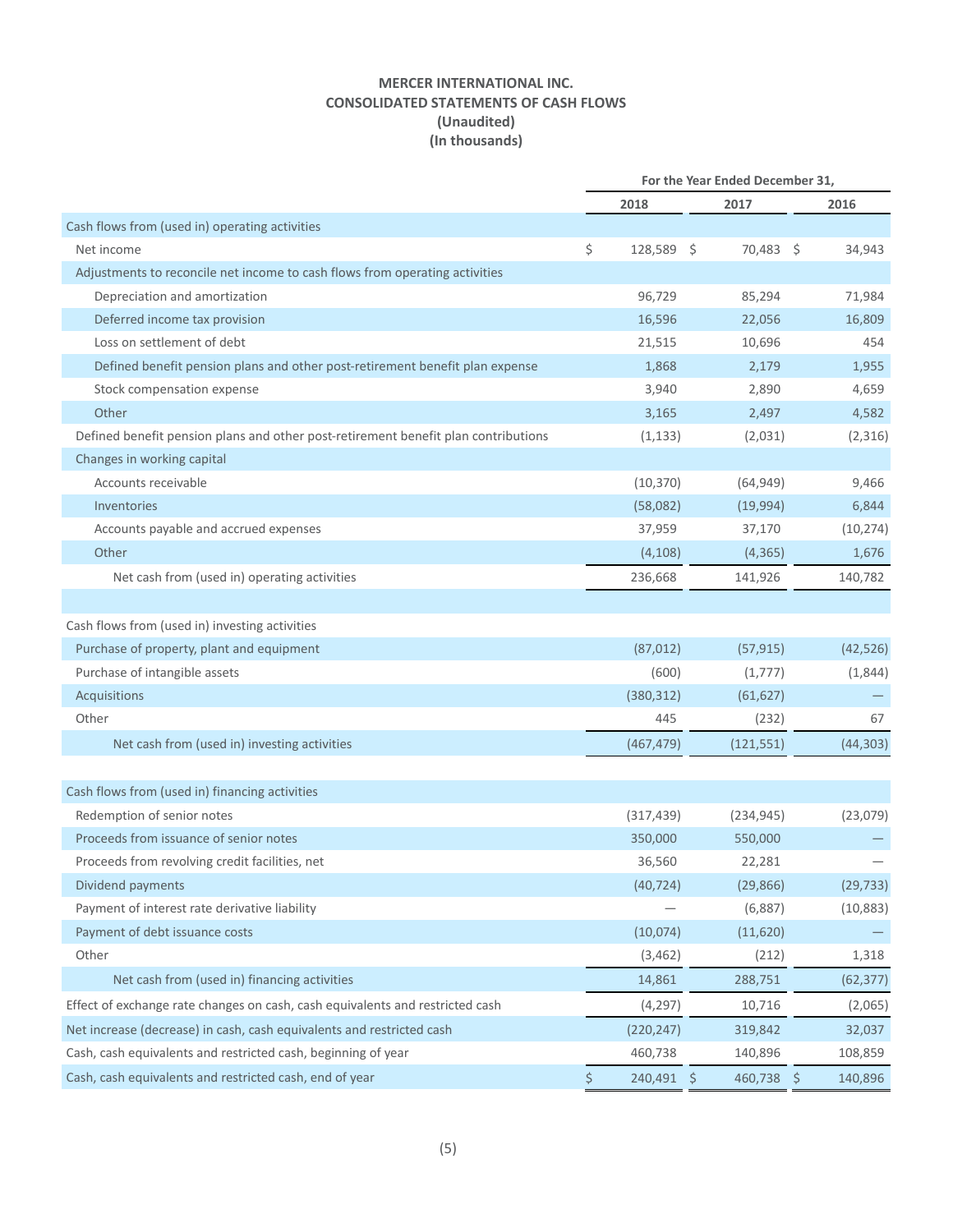**MERCER INTERNATIONAL INC.**
**CONSOLIDATED STATEMENTS OF CASH FLOWS**
**(Unaudited)**
**(In thousands)**

| | For the Year Ended December 31, | | |
|---|---|---|---|
| | 2018 | 2017 | 2016 |
| Cash flows from (used in) operating activities | | | |
| Net income | $ 128,589 | $ 70,483 | $ 34,943 |
| Adjustments to reconcile net income to cash flows from operating activities | | | |
| Depreciation and amortization | 96,729 | 85,294 | 71,984 |
| Deferred income tax provision | 16,596 | 22,056 | 16,809 |
| Loss on settlement of debt | 21,515 | 10,696 | 454 |
| Defined benefit pension plans and other post-retirement benefit plan expense | 1,868 | 2,179 | 1,955 |
| Stock compensation expense | 3,940 | 2,890 | 4,659 |
| Other | 3,165 | 2,497 | 4,582 |
| Defined benefit pension plans and other post-retirement benefit plan contributions | (1,133) | (2,031) | (2,316) |
| Changes in working capital | | | |
| Accounts receivable | (10,370) | (64,949) | 9,466 |
| Inventories | (58,082) | (19,994) | 6,844 |
| Accounts payable and accrued expenses | 37,959 | 37,170 | (10,274) |
| Other | (4,108) | (4,365) | 1,676 |
| Net cash from (used in) operating activities | 236,668 | 141,926 | 140,782 |
| | | | |
| Cash flows from (used in) investing activities | | | |
| Purchase of property, plant and equipment | (87,012) | (57,915) | (42,526) |
| Purchase of intangible assets | (600) | (1,777) | (1,844) |
| Acquisitions | (380,312) | (61,627) | — |
| Other | 445 | (232) | 67 |
| Net cash from (used in) investing activities | (467,479) | (121,551) | (44,303) |
| | | | |
| Cash flows from (used in) financing activities | | | |
| Redemption of senior notes | (317,439) | (234,945) | (23,079) |
| Proceeds from issuance of senior notes | 350,000 | 550,000 | — |
| Proceeds from revolving credit facilities, net | 36,560 | 22,281 | — |
| Dividend payments | (40,724) | (29,866) | (29,733) |
| Payment of interest rate derivative liability | — | (6,887) | (10,883) |
| Payment of debt issuance costs | (10,074) | (11,620) | — |
| Other | (3,462) | (212) | 1,318 |
| Net cash from (used in) financing activities | 14,861 | 288,751 | (62,377) |
| Effect of exchange rate changes on cash, cash equivalents and restricted cash | (4,297) | 10,716 | (2,065) |
| Net increase (decrease) in cash, cash equivalents and restricted cash | (220,247) | 319,842 | 32,037 |
| Cash, cash equivalents and restricted cash, beginning of year | 460,738 | 140,896 | 108,859 |
| Cash, cash equivalents and restricted cash, end of year | $ 240,491 | $ 460,738 | $ 140,896 |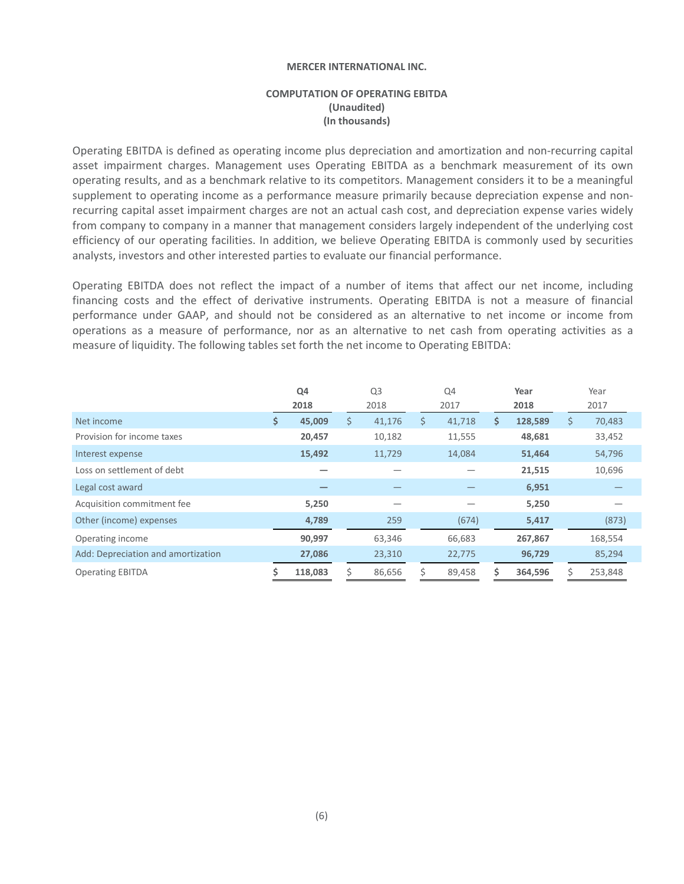**MERCER INTERNATIONAL INC.**

**COMPUTATION OF OPERATING EBITDA**
**(Unaudited)**
**(In thousands)**

Operating EBITDA is defined as operating income plus depreciation and amortization and non-recurring capital asset impairment charges. Management uses Operating EBITDA as a benchmark measurement of its own operating results, and as a benchmark relative to its competitors. Management considers it to be a meaningful supplement to operating income as a performance measure primarily because depreciation expense and non-recurring capital asset impairment charges are not an actual cash cost, and depreciation expense varies widely from company to company in a manner that management considers largely independent of the underlying cost efficiency of our operating facilities. In addition, we believe Operating EBITDA is commonly used by securities analysts, investors and other interested parties to evaluate our financial performance.

Operating EBITDA does not reflect the impact of a number of items that affect our net income, including financing costs and the effect of derivative instruments. Operating EBITDA is not a measure of financial performance under GAAP, and should not be considered as an alternative to net income or income from operations as a measure of performance, nor as an alternative to net cash from operating activities as a measure of liquidity. The following tables set forth the net income to Operating EBITDA:

| | **Q4 2018** | Q3 2018 | Q4 2017 | **Year 2018** | Year 2017 |
|---|---|---|---|---|---|
| Net income | **$ 45,009** | $ 41,176 | $ 41,718 | **$ 128,589** | $ 70,483 |
| Provision for income taxes | **20,457** | 10,182 | 11,555 | **48,681** | 33,452 |
| Interest expense | **15,492** | 11,729 | 14,084 | **51,464** | 54,796 |
| Loss on settlement of debt | **—** | — | — | **21,515** | 10,696 |
| Legal cost award | **—** | — | — | **6,951** | — |
| Acquisition commitment fee | **5,250** | — | — | **5,250** | — |
| Other (income) expenses | **4,789** | 259 | (674) | **5,417** | (873) |
| Operating income | **90,997** | 63,346 | 66,683 | **267,867** | 168,554 |
| Add: Depreciation and amortization | **27,086** | 23,310 | 22,775 | **96,729** | 85,294 |
| Operating EBITDA | **$ 118,083** | $ 86,656 | $ 89,458 | **$ 364,596** | $ 253,848 |